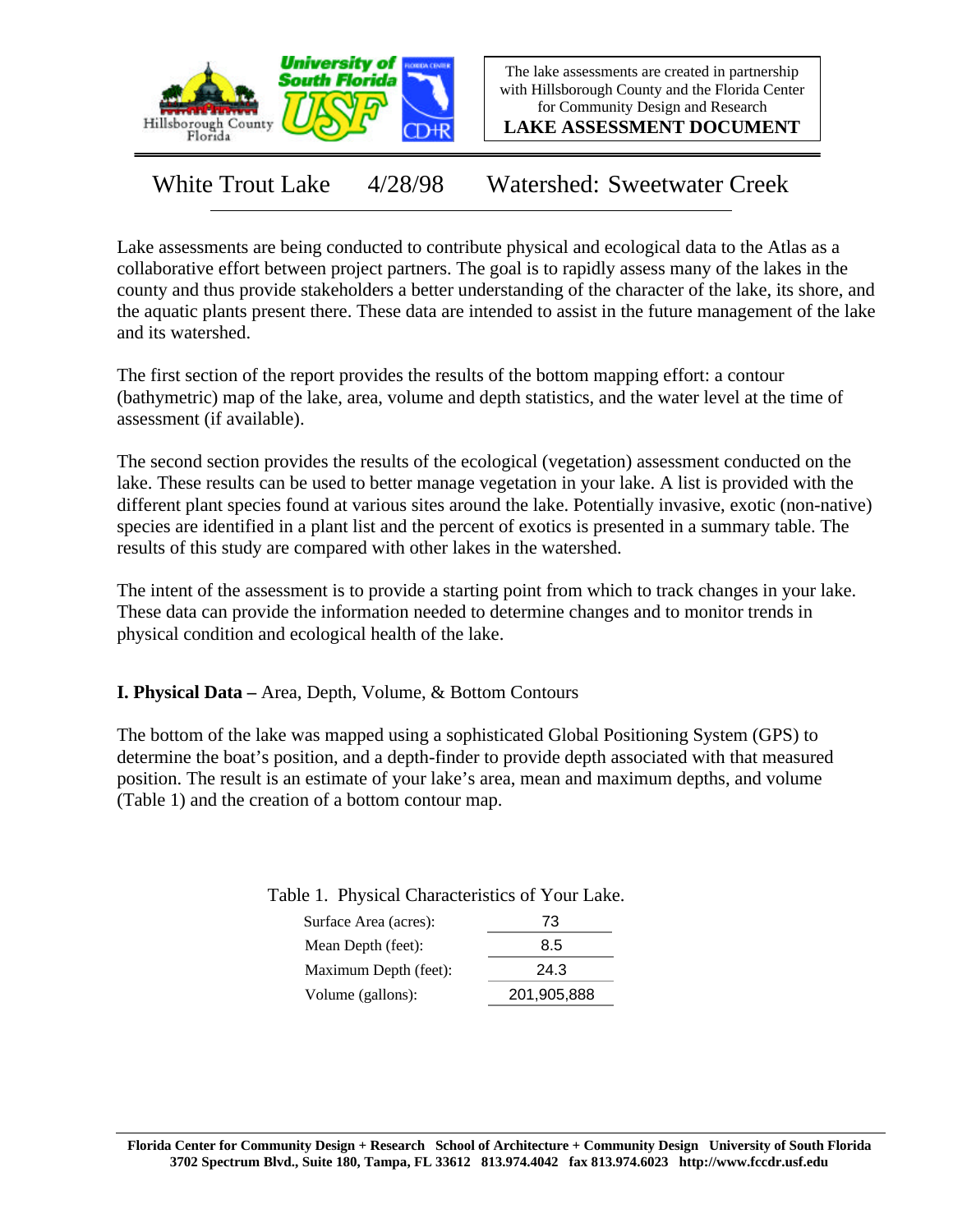The lake assessments are created in partnership with Hillsborough County and the Florida Center for Community Design and Research

**LAKE ASSESSMENT DOCUMENT**

# White Trout Lake 4/28/98 Watershed: Sweetwater Creek

Lake assessments are being conducted to contribute physical and ecological data to the Atlas as a collaborative effort between project partners. The goal is to rapidly assess many of the lakes in the county and thus provide stakeholders a better understanding of the character of the lake, its shore, and the aquatic plants present there. These data are intended to assist in the future management of the lake and its watershed.

The first section of the report provides the results of the bottom mapping effort: a contour (bathymetric) map of the lake, area, volume and depth statistics, and the water level at the time of assessment (if available).

The second section provides the results of the ecological (vegetation) assessment conducted on the lake. These results can be used to better manage vegetation in your lake. A list is provided with the different plant species found at various sites around the lake. Potentially invasive, exotic (non-native) species are identified in a plant list and the percent of exotics is presented in a summary table. The results of this study are compared with other lakes in the watershed.

The intent of the assessment is to provide a starting point from which to track changes in your lake. These data can provide the information needed to determine changes and to monitor trends in physical condition and ecological health of the lake.

## I. Physical Data – Area, Depth, Volume, & Bottom Contours

The bottom of the lake was mapped using a sophisticated Global Positioning System (GPS) to determine the boat's position, and a depth-finder to provide depth associated with that measured position. The result is an estimate of your lake's area, mean and maximum depths, and volume (Table 1) and the creation of a bottom contour map.

Table 1. Physical Characteristics of Your Lake.

| | |
|---|---|
| Surface Area (acres): | 73 |
| Mean Depth (feet): | 8.5 |
| Maximum Depth (feet): | 24.3 |
| Volume (gallons): | 201,905,888 |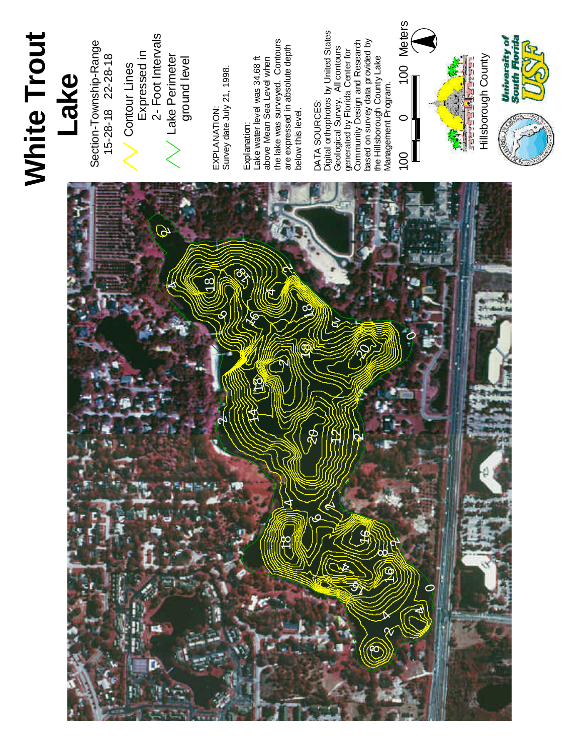# White Trout Lake

Section-Township-Range
15-28-18 22-28-18

Contour Lines Expressed in 2- Foot Intervals

Lake Perimeter ground level

EXPLANATION:
Survey date July 21, 1998.

Explanation:
Lake water level was 34.68 ft above Mean Sea Level when the lake was surveyed. Contours are expressed in absolute depth below this level.

DATA SOURCES:
Digital orthophotos by United States Geological Survey. All contours generated by Florida Center for Community Design and Research based on survey data provided by the Hillsborough County Lake Management Program.

100 0 100 Meters

Hillsborough County

University of South Florida USF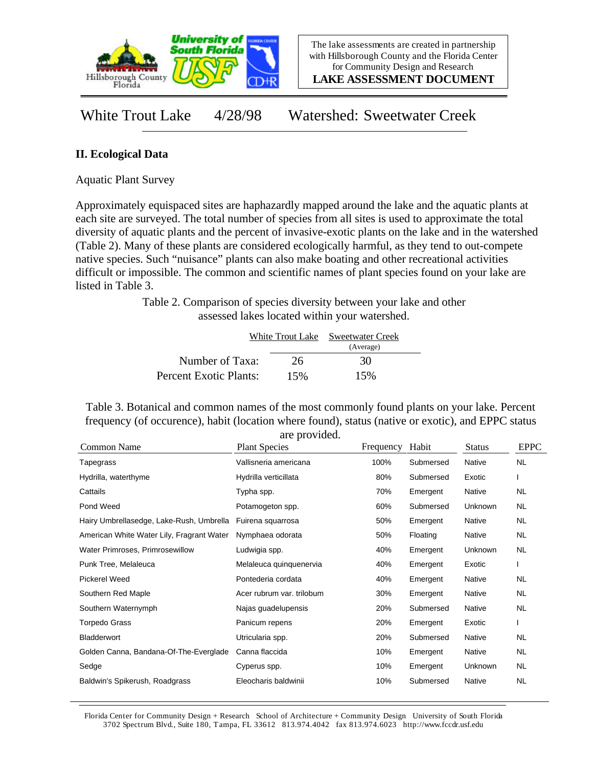The lake assessments are created in partnership with Hillsborough County and the Florida Center for Community Design and Research

**LAKE ASSESSMENT DOCUMENT**

# White Trout Lake 4/28/98 Watershed: Sweetwater Creek

## II. Ecological Data

Aquatic Plant Survey

Approximately equispaced sites are haphazardly mapped around the lake and the aquatic plants at each site are surveyed. The total number of species from all sites is used to approximate the total diversity of aquatic plants and the percent of invasive-exotic plants on the lake and in the watershed (Table 2). Many of these plants are considered ecologically harmful, as they tend to out-compete native species. Such "nuisance" plants can also make boating and other recreational activities difficult or impossible. The common and scientific names of plant species found on your lake are listed in Table 3.

Table 2. Comparison of species diversity between your lake and other assessed lakes located within your watershed.

| | White Trout Lake | Sweetwater Creek (Average) |
|---|---|---|
| Number of Taxa: | 26 | 30 |
| Percent Exotic Plants: | 15% | 15% |

Table 3. Botanical and common names of the most commonly found plants on your lake. Percent frequency (of occurence), habit (location where found), status (native or exotic), and EPPC status are provided.

| Common Name | Plant Species | Frequency | Habit | Status | EPPC |
|---|---|---|---|---|---|
| Tapegrass | Vallisneria americana | 100% | Submersed | Native | NL |
| Hydrilla, waterthyme | Hydrilla verticillata | 80% | Submersed | Exotic | I |
| Cattails | Typha spp. | 70% | Emergent | Native | NL |
| Pond Weed | Potamogeton spp. | 60% | Submersed | Unknown | NL |
| Hairy Umbrellasedge, Lake-Rush, Umbrella | Fuirena squarrosa | 50% | Emergent | Native | NL |
| American White Water Lily, Fragrant Water | Nymphaea odorata | 50% | Floating | Native | NL |
| Water Primroses, Primrosewillow | Ludwigia spp. | 40% | Emergent | Unknown | NL |
| Punk Tree, Melaleuca | Melaleuca quinquenervia | 40% | Emergent | Exotic | I |
| Pickerel Weed | Pontederia cordata | 40% | Emergent | Native | NL |
| Southern Red Maple | Acer rubrum var. trilobum | 30% | Emergent | Native | NL |
| Southern Waternymph | Najas guadelupensis | 20% | Submersed | Native | NL |
| Torpedo Grass | Panicum repens | 20% | Emergent | Exotic | I |
| Bladderwort | Utricularia spp. | 20% | Submersed | Native | NL |
| Golden Canna, Bandana-Of-The-Everglade | Canna flaccida | 10% | Emergent | Native | NL |
| Sedge | Cyperus spp. | 10% | Emergent | Unknown | NL |
| Baldwin's Spikerush, Roadgrass | Eleocharis baldwinii | 10% | Submersed | Native | NL |

Florida Center for Community Design + Research School of Architecture + Community Design University of South Florida 3702 Spectrum Blvd., Suite 180, Tampa, FL 33612 813.974.4042 fax 813.974.6023 http://www.fccdr.usf.edu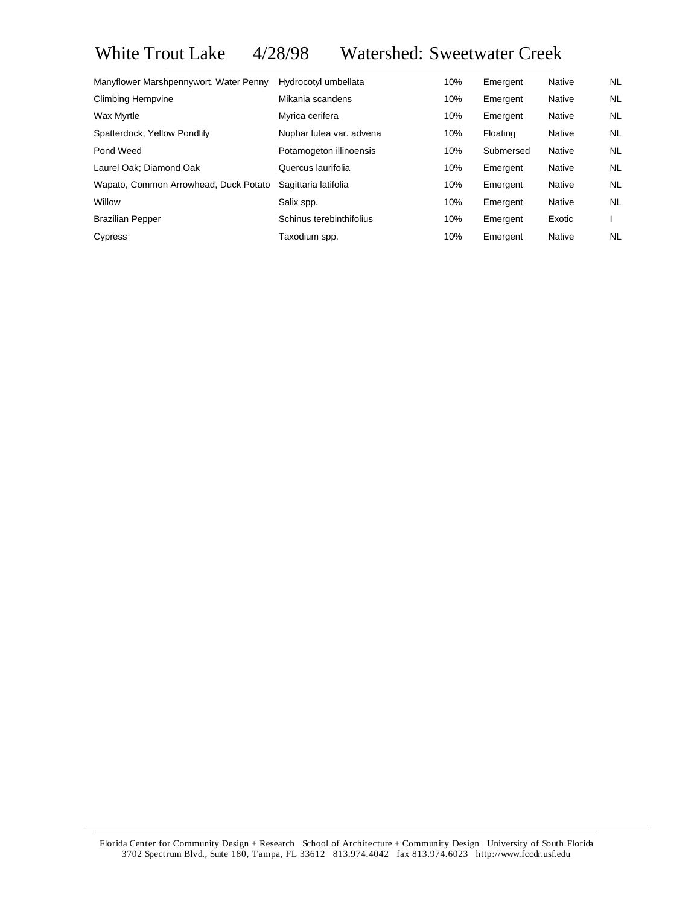# White Trout Lake 4/28/98 Watershed: Sweetwater Creek

| | | | | | |
|---|---|---|---|---|---|
| Manyflower Marshpennywort, Water Penny | Hydrocotyl umbellata | 10% | Emergent | Native | NL |
| Climbing Hempvine | Mikania scandens | 10% | Emergent | Native | NL |
| Wax Myrtle | Myrica cerifera | 10% | Emergent | Native | NL |
| Spatterdock, Yellow Pondlily | Nuphar lutea var. advena | 10% | Floating | Native | NL |
| Pond Weed | Potamogeton illinoensis | 10% | Submersed | Native | NL |
| Laurel Oak; Diamond Oak | Quercus laurifolia | 10% | Emergent | Native | NL |
| Wapato, Common Arrowhead, Duck Potato | Sagittaria latifolia | 10% | Emergent | Native | NL |
| Willow | Salix spp. | 10% | Emergent | Native | NL |
| Brazilian Pepper | Schinus terebinthifolius | 10% | Emergent | Exotic | I |
| Cypress | Taxodium spp. | 10% | Emergent | Native | NL |

Florida Center for Community Design + Research School of Architecture + Community Design University of South Florida
3702 Spectrum Blvd., Suite 180, Tampa, FL 33612 813.974.4042 fax 813.974.6023 http://www.fccdr.usf.edu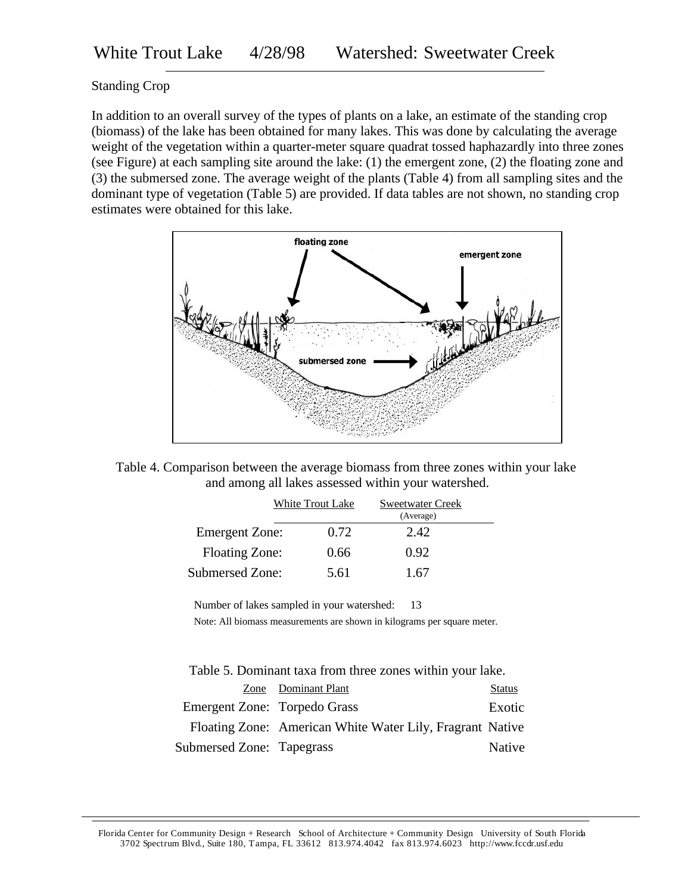# White Trout Lake 4/28/98 Watershed: Sweetwater Creek

## Standing Crop

In addition to an overall survey of the types of plants on a lake, an estimate of the standing crop (biomass) of the lake has been obtained for many lakes. This was done by calculating the average weight of the vegetation within a quarter-meter square quadrat tossed haphazardly into three zones (see Figure) at each sampling site around the lake: (1) the emergent zone, (2) the floating zone and (3) the submersed zone. The average weight of the plants (Table 4) from all sampling sites and the dominant type of vegetation (Table 5) are provided. If data tables are not shown, no standing crop estimates were obtained for this lake.

floating zone

emergent zone

submersed zone

Table 4. Comparison between the average biomass from three zones within your lake and among all lakes assessed within your watershed.

| | White Trout Lake | Sweetwater Creek (Average) |
|---|---|---|
| Emergent Zone: | 0.72 | 2.42 |
| Floating Zone: | 0.66 | 0.92 |
| Submersed Zone: | 5.61 | 1.67 |

Number of lakes sampled in your watershed: 13

Note: All biomass measurements are shown in kilograms per square meter.

Table 5. Dominant taxa from three zones within your lake.

| Zone | Dominant Plant | Status |
|---|---|---|
| Emergent Zone: | Torpedo Grass | Exotic |
| Floating Zone: | American White Water Lily, Fragrant | Native |
| Submersed Zone: | Tapegrass | Native |